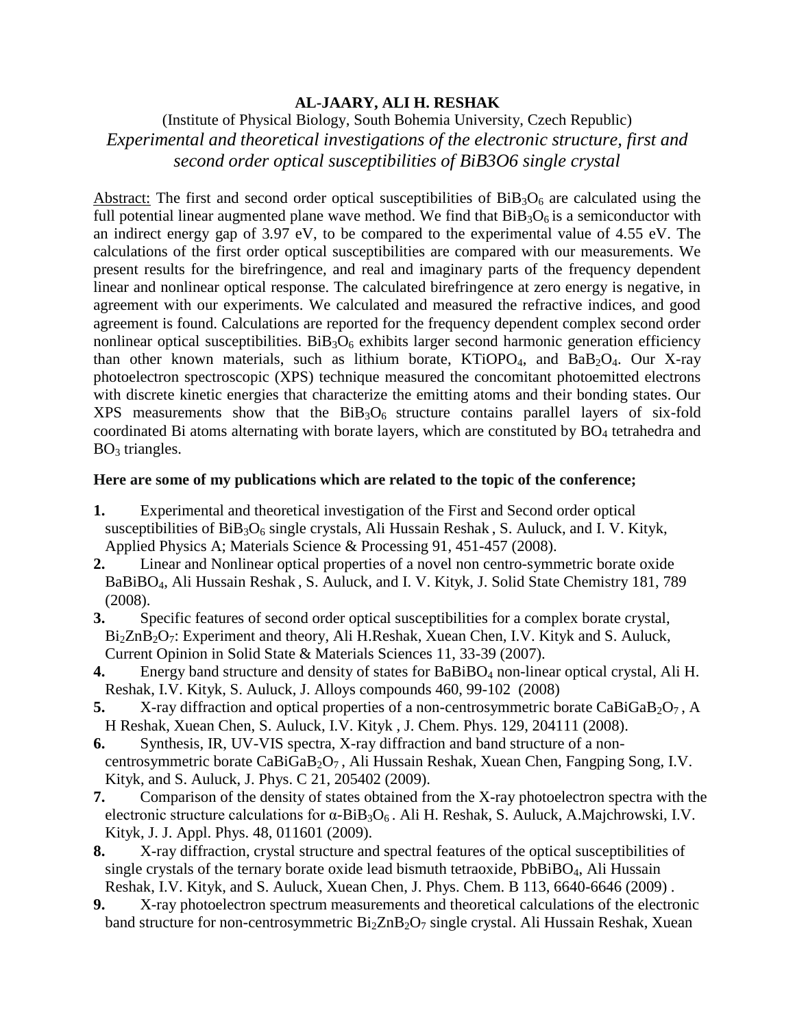**AL-JAARY, ALI H. RESHAK**

(Institute of Physical Biology, South Bohemia University, Czech Republic)

*Experimental and theoretical investigations of the electronic structure, first and second order optical susceptibilities of BiB3O6 single crystal*

Abstract: The first and second order optical susceptibilities of $BiB_3O_6$ are calculated using the full potential linear augmented plane wave method. We find that $BiB_3O_6$ is a semiconductor with an indirect energy gap of 3.97 eV, to be compared to the experimental value of 4.55 eV. The calculations of the first order optical susceptibilities are compared with our measurements. We present results for the birefringence, and real and imaginary parts of the frequency dependent linear and nonlinear optical response. The calculated birefringence at zero energy is negative, in agreement with our experiments. We calculated and measured the refractive indices, and good agreement is found. Calculations are reported for the frequency dependent complex second order nonlinear optical susceptibilities. $BiB_3O_6$ exhibits larger second harmonic generation efficiency than other known materials, such as lithium borate, $KTiOPO_4$, and $BaB_2O_4$. Our X-ray photoelectron spectroscopic (XPS) technique measured the concomitant photoemitted electrons with discrete kinetic energies that characterize the emitting atoms and their bonding states. Our XPS measurements show that the $BiB_3O_6$ structure contains parallel layers of six-fold coordinated Bi atoms alternating with borate layers, which are constituted by $BO_4$ tetrahedra and $BO_3$ triangles.

**Here are some of my publications which are related to the topic of the conference;**

1. Experimental and theoretical investigation of the First and Second order optical susceptibilities of $BiB_3O_6$ single crystals, Ali Hussain Reshak , S. Auluck, and I. V. Kityk, Applied Physics A; Materials Science & Processing 91, 451-457 (2008).
2. Linear and Nonlinear optical properties of a novel non centro-symmetric borate oxide $BaBiBO_4$, Ali Hussain Reshak , S. Auluck, and I. V. Kityk, J. Solid State Chemistry 181, 789 (2008).
3. Specific features of second order optical susceptibilities for a complex borate crystal, $Bi_2ZnB_2O_7$: Experiment and theory, Ali H.Reshak, Xuean Chen, I.V. Kityk and S. Auluck, Current Opinion in Solid State & Materials Sciences 11, 33-39 (2007).
4. Energy band structure and density of states for $BaBiBO_4$ non-linear optical crystal, Ali H. Reshak, I.V. Kityk, S. Auluck, J. Alloys compounds 460, 99-102 (2008)
5. X-ray diffraction and optical properties of a non-centrosymmetric borate $CaBiGaB_2O_7$ , A H Reshak, Xuean Chen, S. Auluck, I.V. Kityk , J. Chem. Phys. 129, 204111 (2008).
6. Synthesis, IR, UV-VIS spectra, X-ray diffraction and band structure of a non-centrosymmetric borate $CaBiGaB_2O_7$ , Ali Hussain Reshak, Xuean Chen, Fangping Song, I.V. Kityk, and S. Auluck, J. Phys. C 21, 205402 (2009).
7. Comparison of the density of states obtained from the X-ray photoelectron spectra with the electronic structure calculations for $\alpha$-$BiB_3O_6$ . Ali H. Reshak, S. Auluck, A.Majchrowski, I.V. Kityk, J. J. Appl. Phys. 48, 011601 (2009).
8. X-ray diffraction, crystal structure and spectral features of the optical susceptibilities of single crystals of the ternary borate oxide lead bismuth tetraoxide, $PbBiBO_4$, Ali Hussain Reshak, I.V. Kityk, and S. Auluck, Xuean Chen, J. Phys. Chem. B 113, 6640-6646 (2009) .
9. X-ray photoelectron spectrum measurements and theoretical calculations of the electronic band structure for non-centrosymmetric $Bi_2ZnB_2O_7$ single crystal. Ali Hussain Reshak, Xuean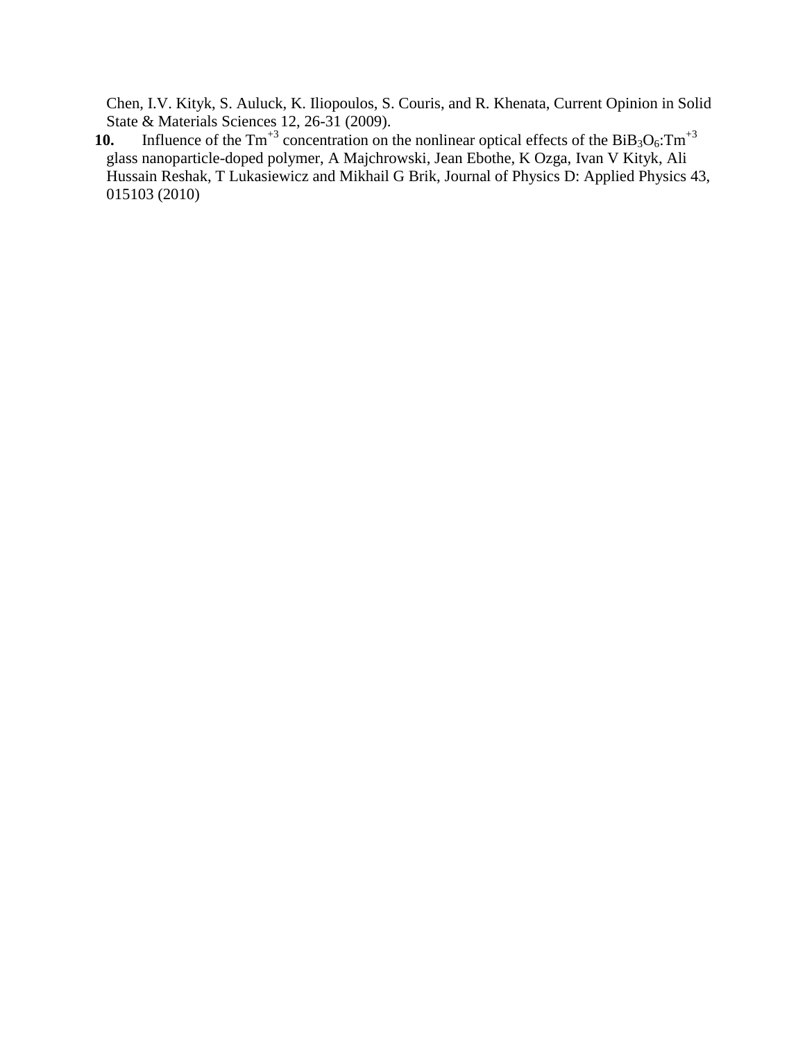Chen, I.V. Kityk, S. Auluck, K. Iliopoulos, S. Couris, and R. Khenata, Current Opinion in Solid State & Materials Sciences 12, 26-31 (2009).

**10.** Influence of the $Tm^{+3}$ concentration on the nonlinear optical effects of the $BiB_3O_6:Tm^{+3}$ glass nanoparticle-doped polymer, A Majchrowski, Jean Ebothe, K Ozga, Ivan V Kityk, Ali Hussain Reshak, T Lukasiewicz and Mikhail G Brik, Journal of Physics D: Applied Physics 43, 015103 (2010)